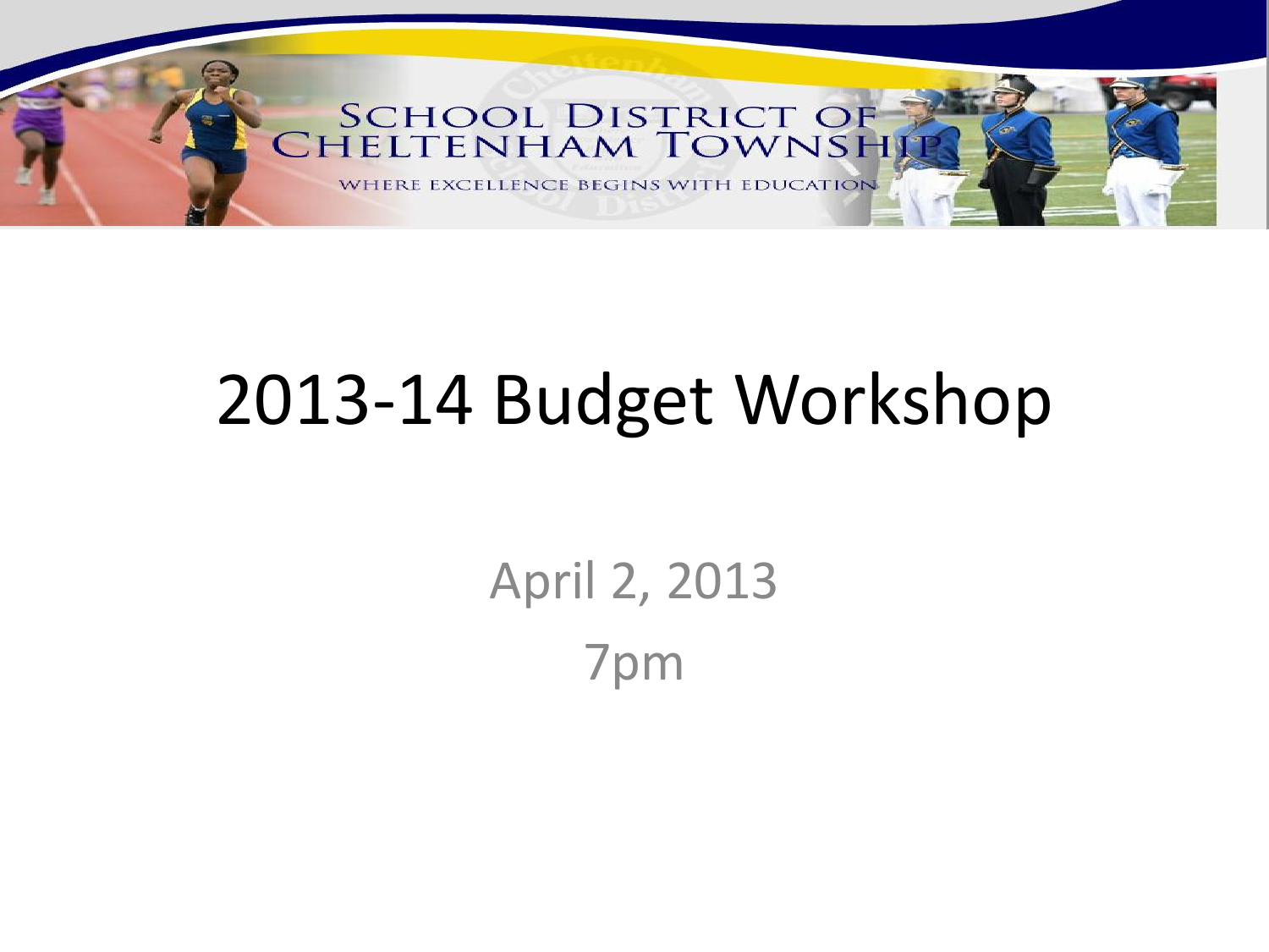SCHOOL DISTRICT OF CHELTENHAM TOWNSHIP

WHERE EXCELLENCE BEGINS WITH EDUCATION

# 2013-14 Budget Workshop

April 2, 2013

7pm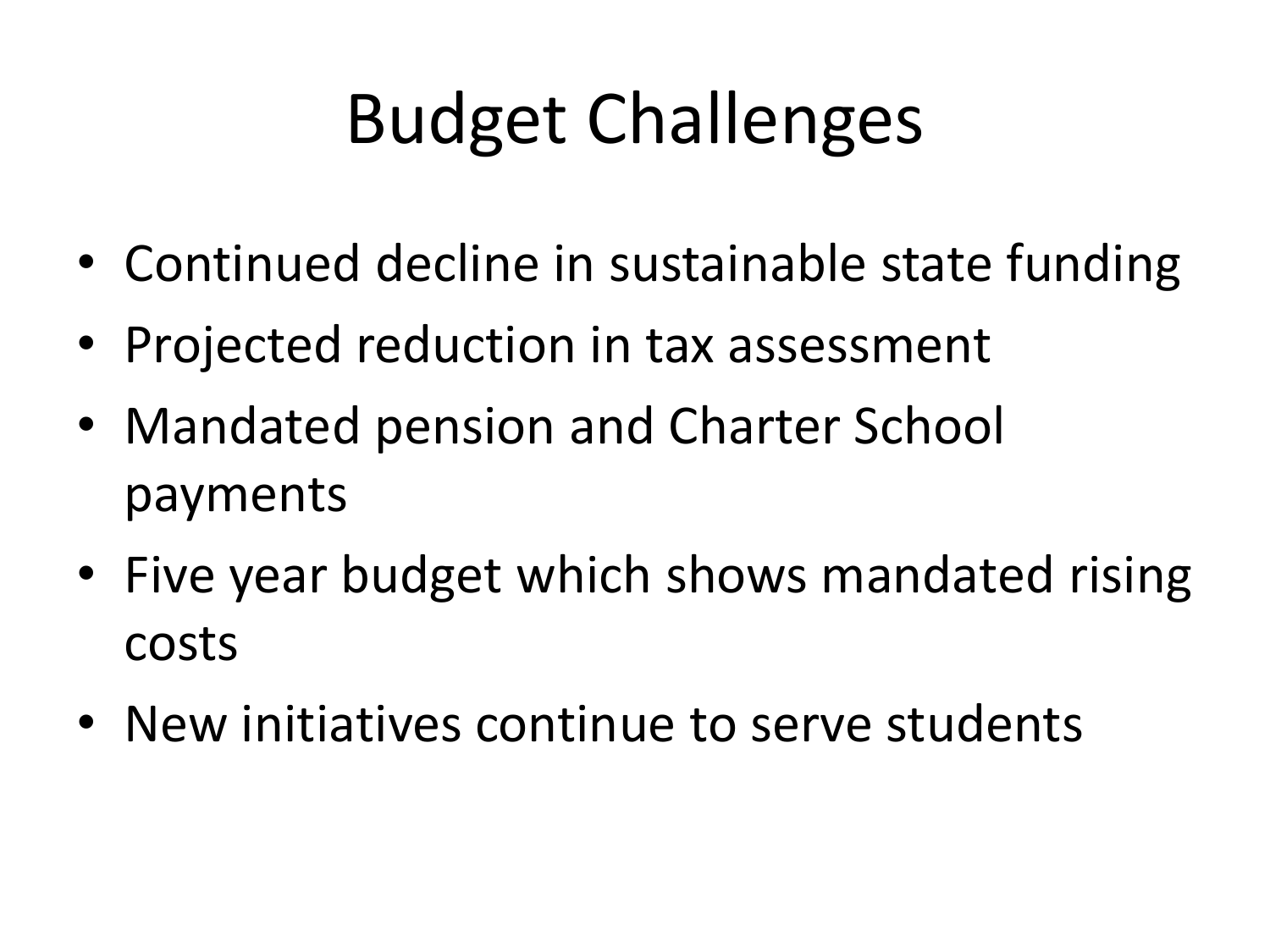# Budget Challenges

- Continued decline in sustainable state funding
- Projected reduction in tax assessment
- Mandated pension and Charter School payments
- Five year budget which shows mandated rising costs
- New initiatives continue to serve students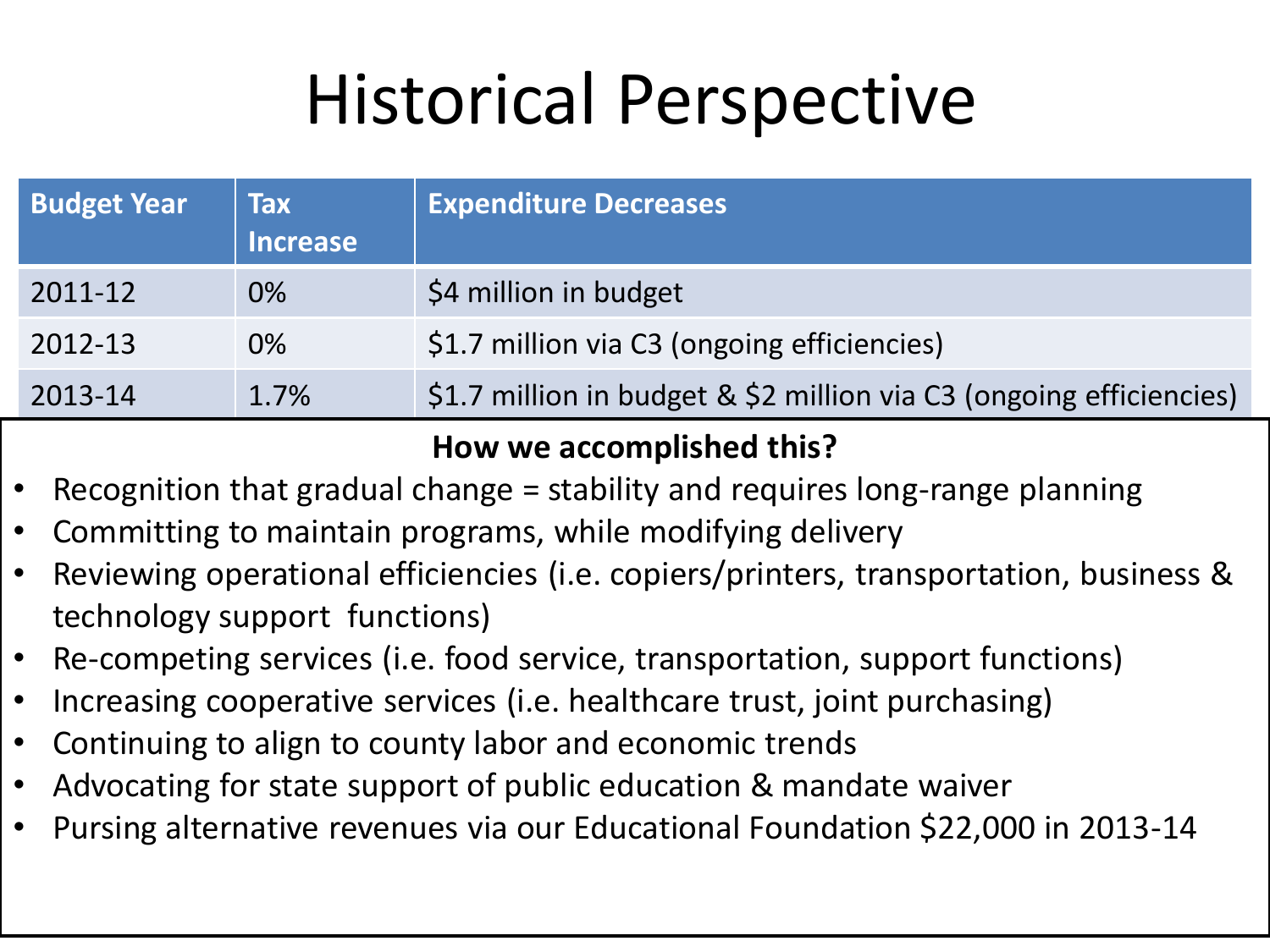# Historical Perspective

| Budget Year | Tax Increase | Expenditure Decreases |
|---|---|---|
| 2011-12 | 0% | $4 million in budget |
| 2012-13 | 0% | $1.7 million via C3 (ongoing efficiencies) |
| 2013-14 | 1.7% | $1.7 million in budget & $2 million via C3 (ongoing efficiencies) |

**How we accomplished this?**

- Recognition that gradual change = stability and requires long-range planning
- Committing to maintain programs, while modifying delivery
- Reviewing operational efficiencies (i.e. copiers/printers, transportation, business & technology support functions)
- Re-competing services (i.e. food service, transportation, support functions)
- Increasing cooperative services (i.e. healthcare trust, joint purchasing)
- Continuing to align to county labor and economic trends
- Advocating for state support of public education & mandate waiver
- Pursing alternative revenues via our Educational Foundation $22,000 in 2013-14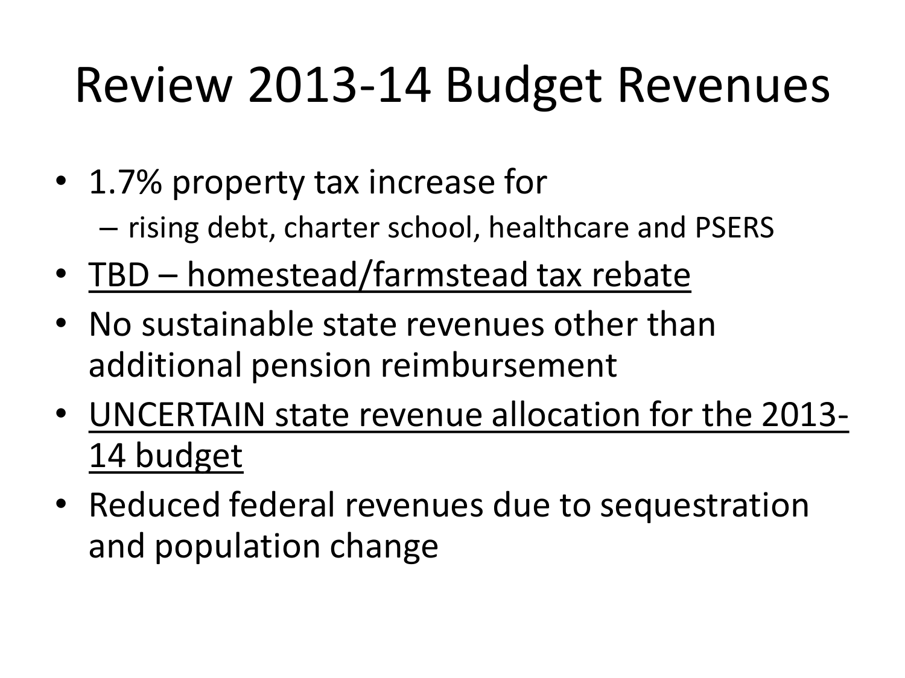# Review 2013-14 Budget Revenues

- 1.7% property tax increase for
  - rising debt, charter school, healthcare and PSERS
- <u>TBD – homestead/farmstead tax rebate</u>
- No sustainable state revenues other than additional pension reimbursement
- <u>UNCERTAIN state revenue allocation for the 2013-14 budget</u>
- Reduced federal revenues due to sequestration and population change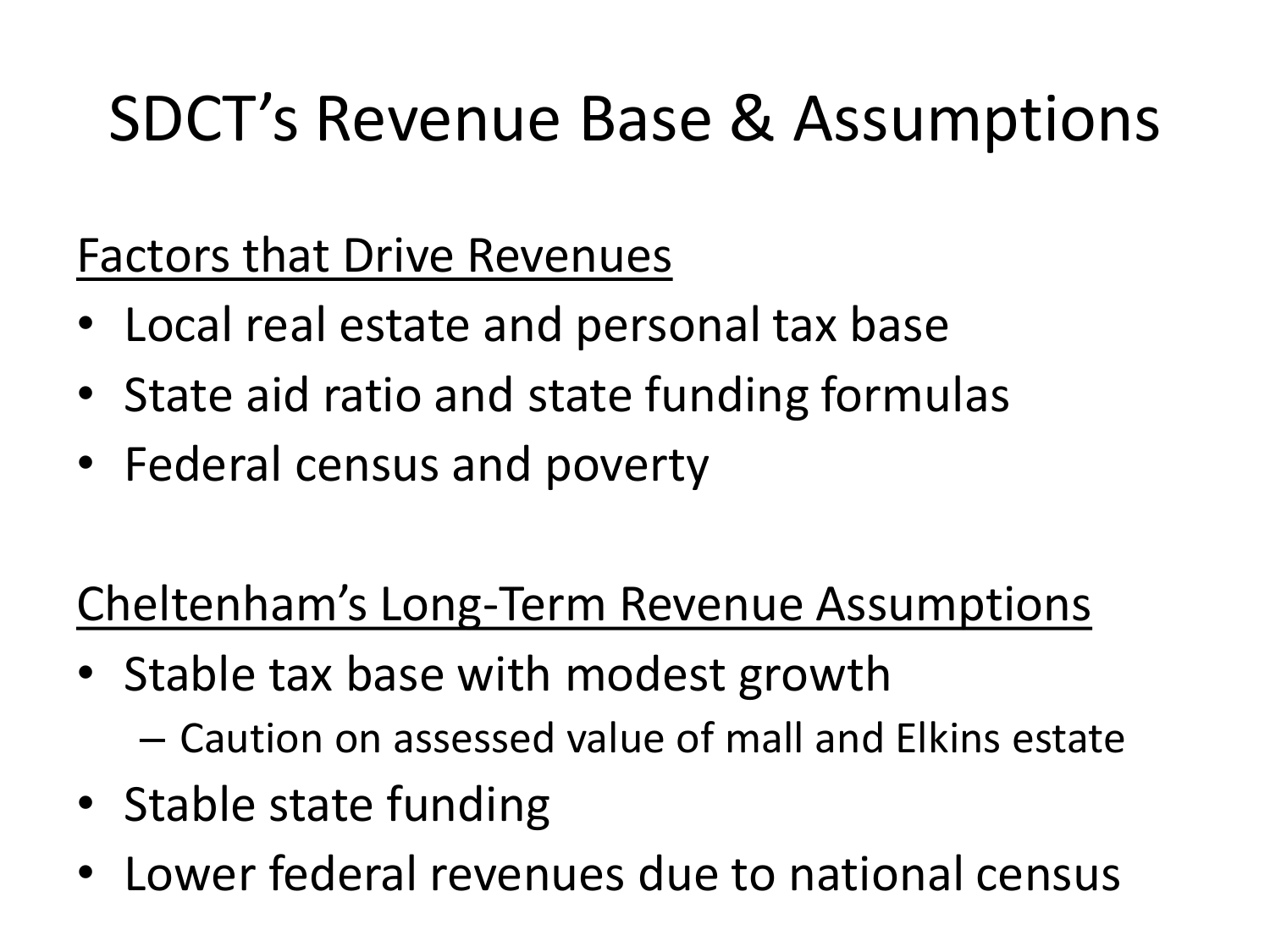# SDCT's Revenue Base & Assumptions

Factors that Drive Revenues

- Local real estate and personal tax base
- State aid ratio and state funding formulas
- Federal census and poverty

Cheltenham's Long-Term Revenue Assumptions

- Stable tax base with modest growth
  - Caution on assessed value of mall and Elkins estate
- Stable state funding
- Lower federal revenues due to national census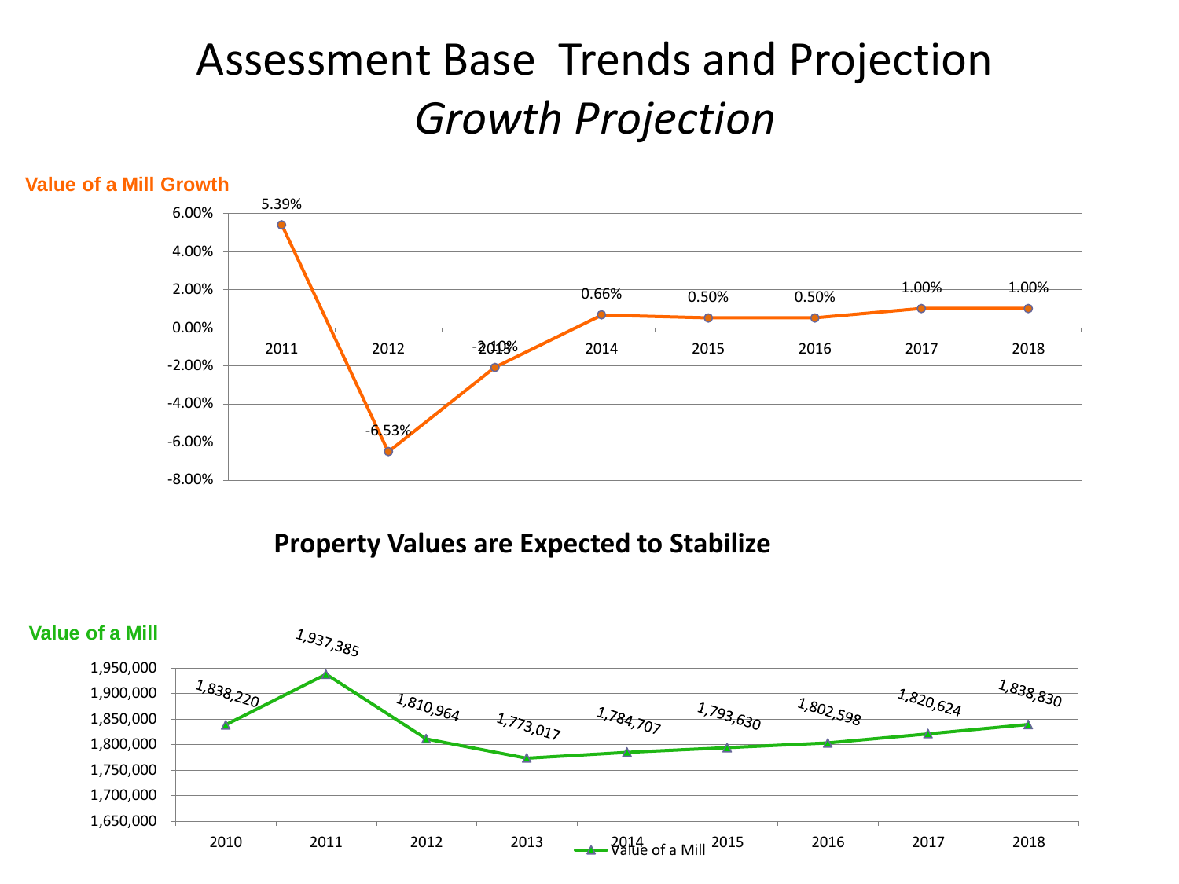# Assessment Base Trends and Projection

## *Growth Projection*

**Value of a Mill Growth**

| Year | Value of a Mill Growth |
| --- | --- |
| 2011 | 5.39% |
| 2012 | -6.53% |
| 2013 | -2.10% |
| 2014 | 0.66% |
| 2015 | 0.50% |
| 2016 | 0.50% |
| 2017 | 1.00% |
| 2018 | 1.00% |

**Property Values are Expected to Stabilize**

**Value of a Mill**

| Year | Value of a Mill |
| --- | --- |
| 2010 | 1,838,220 |
| 2011 | 1,937,385 |
| 2012 | 1,810,964 |
| 2013 | 1,773,017 |
| 2014 | 1,784,707 |
| 2015 | 1,793,630 |
| 2016 | 1,802,598 |
| 2017 | 1,820,624 |
| 2018 | 1,838,830 |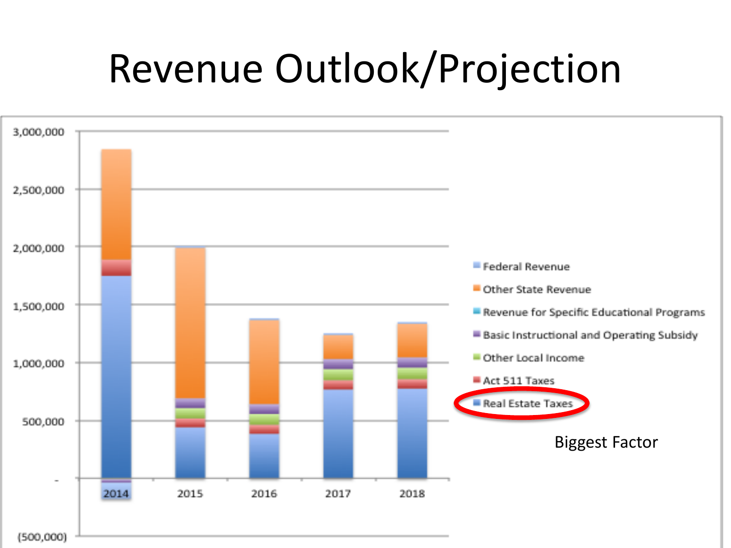# Revenue Outlook/Projection

3,000,000
2,500,000
2,000,000
1,500,000
1,000,000
500,000
-
(500,000)

2014 2015 2016 2017 2018

- Federal Revenue
- Other State Revenue
- Revenue for Specific Educational Programs
- Basic Instructional and Operating Subsidy
- Other Local Income
- Act 511 Taxes
- Real Estate Taxes

Biggest Factor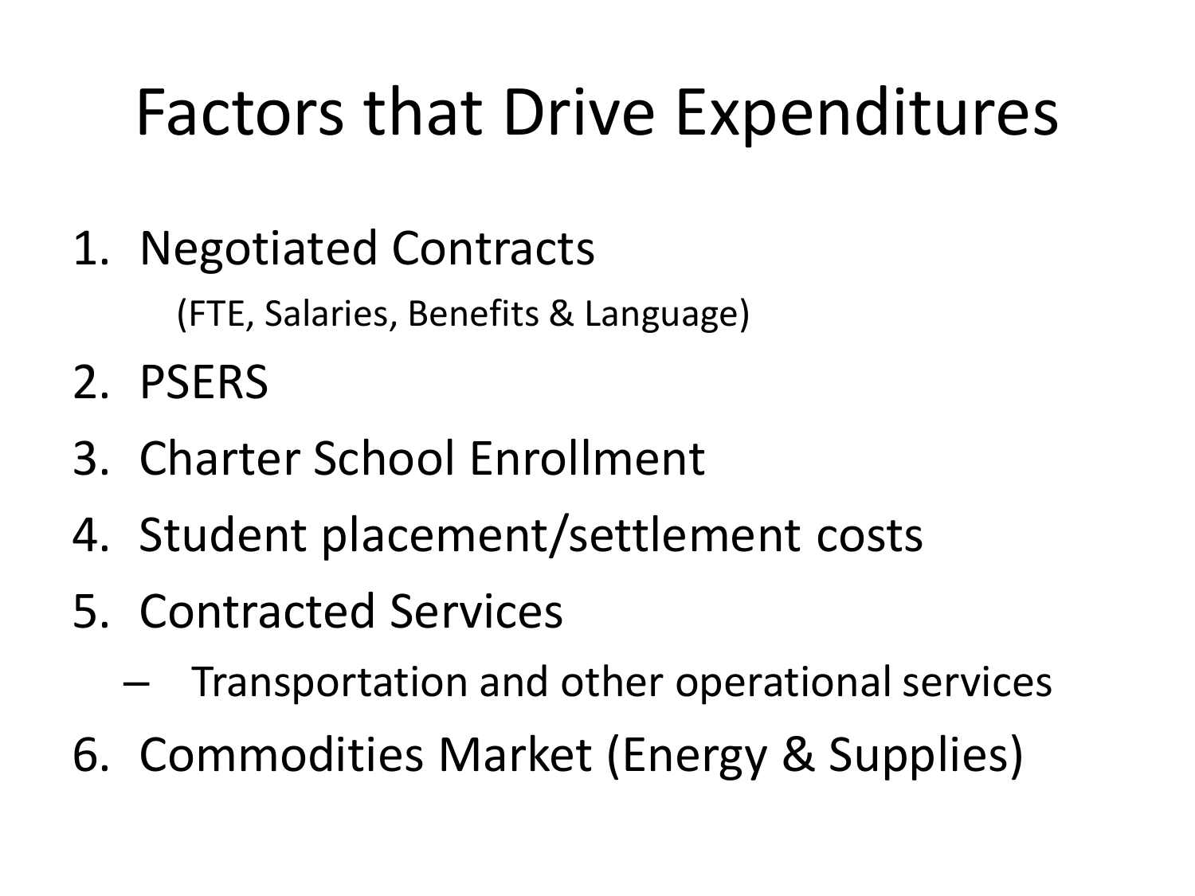# Factors that Drive Expenditures

1. Negotiated Contracts
   (FTE, Salaries, Benefits & Language)
2. PSERS
3. Charter School Enrollment
4. Student placement/settlement costs
5. Contracted Services
   - Transportation and other operational services
6. Commodities Market (Energy & Supplies)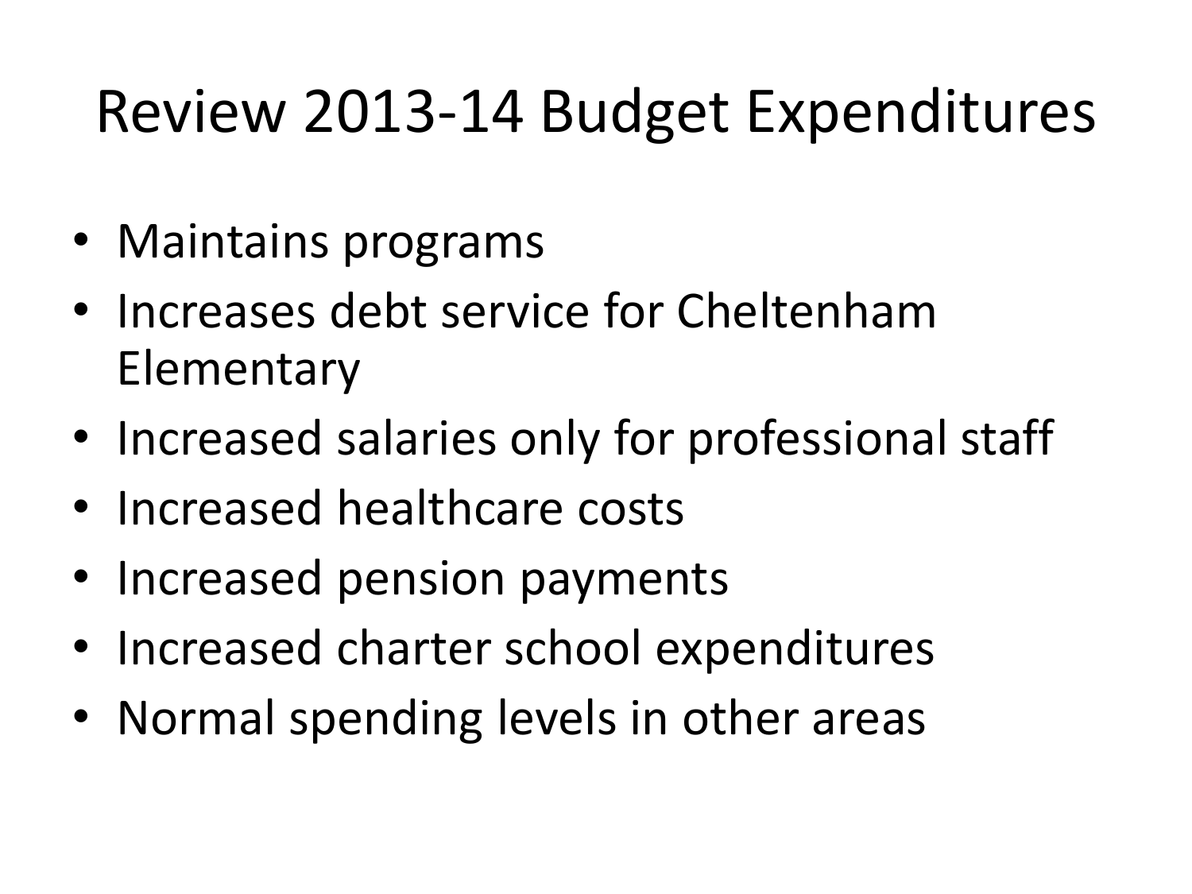# Review 2013-14 Budget Expenditures

- Maintains programs
- Increases debt service for Cheltenham Elementary
- Increased salaries only for professional staff
- Increased healthcare costs
- Increased pension payments
- Increased charter school expenditures
- Normal spending levels in other areas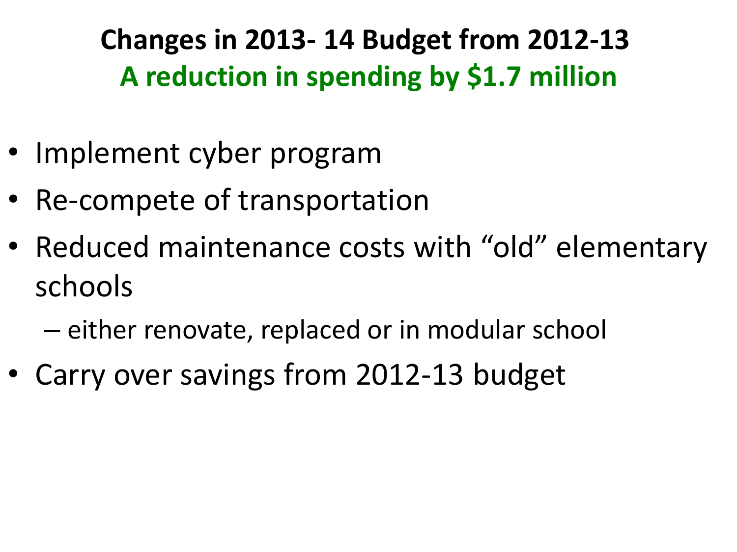# Changes in 2013- 14 Budget from 2012-13

## A reduction in spending by $1.7 million

- Implement cyber program
- Re-compete of transportation
- Reduced maintenance costs with “old” elementary schools
  - either renovate, replaced or in modular school
- Carry over savings from 2012-13 budget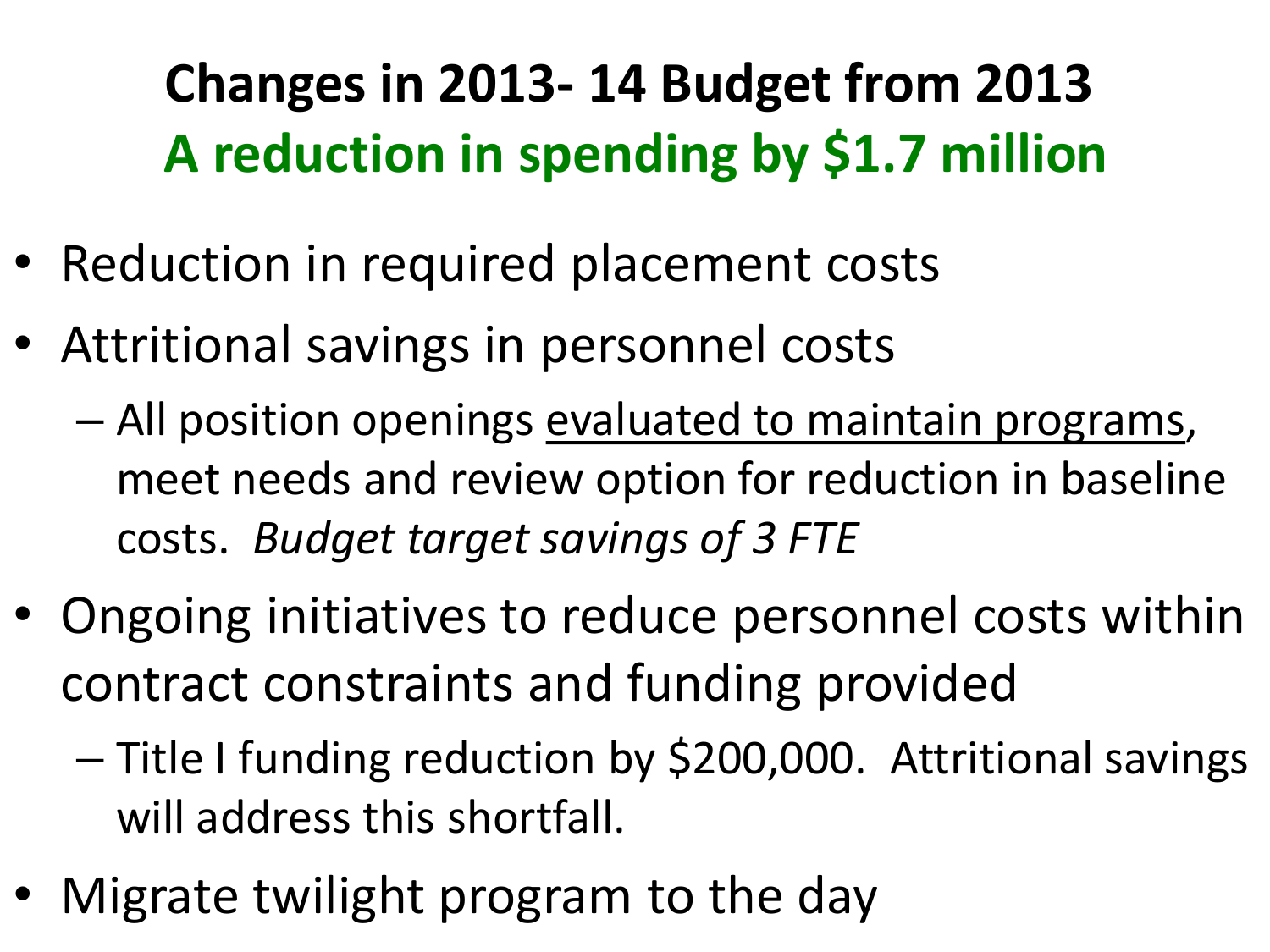# Changes in 2013- 14 Budget from 2013

## A reduction in spending by $1.7 million

- Reduction in required placement costs
- Attritional savings in personnel costs
  - All position openings <u>evaluated to maintain programs</u>, meet needs and review option for reduction in baseline costs. *Budget target savings of 3 FTE*
- Ongoing initiatives to reduce personnel costs within contract constraints and funding provided
  - Title I funding reduction by $200,000. Attritional savings will address this shortfall.
- Migrate twilight program to the day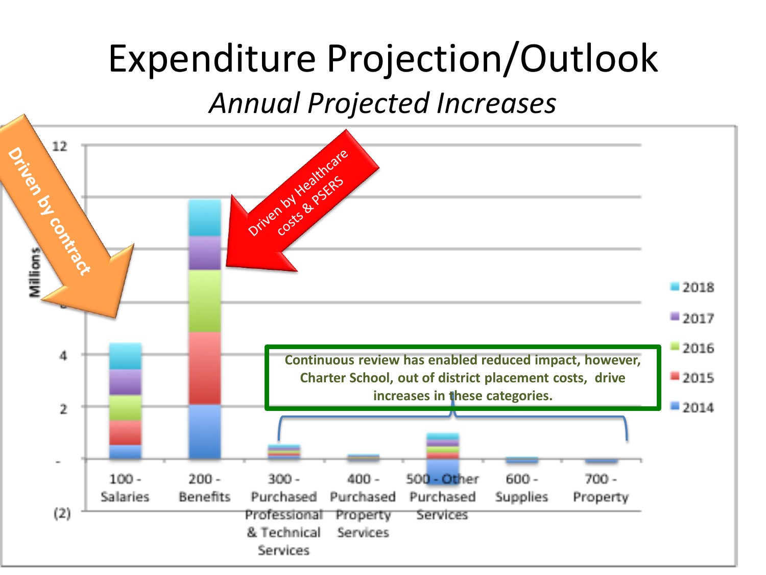# Expenditure Projection/Outlook

*Annual Projected Increases*

Driven by contract

Driven by Healthcare costs & PSERS

Continuous review has enabled reduced impact, however, Charter School, out of district placement costs, drive increases in these categories.

Millions

12

4

2

-

(2)

100 - Salaries

200 - Benefits

300 - Purchased Professional & Technical Services

400 - Purchased Property Services

500 - Other Purchased Services

600 - Supplies

700 - Property

2018

2017

2016

2015

2014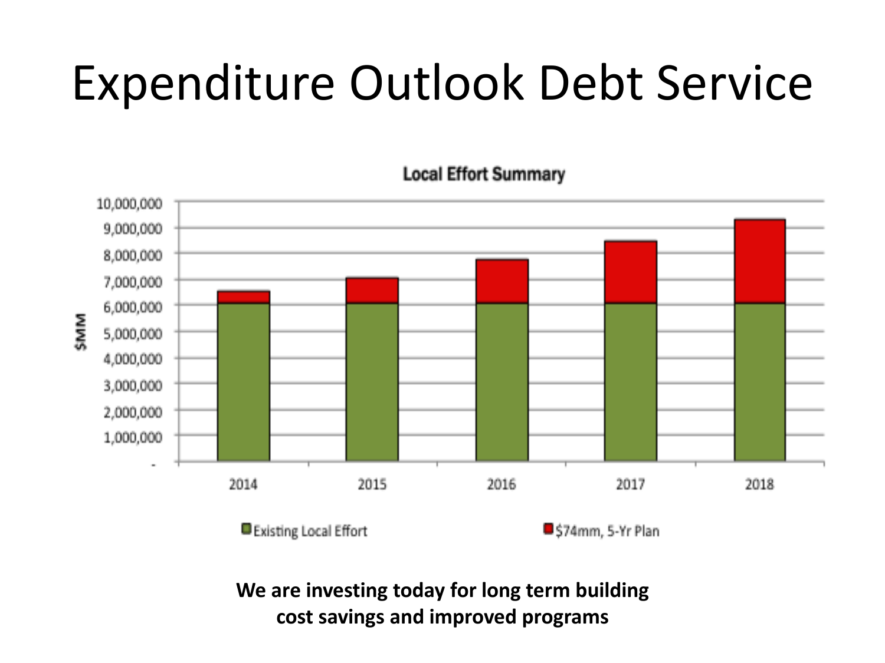# Expenditure Outlook Debt Service

**Local Effort Summary**

$MM

10,000,000
9,000,000
8,000,000
7,000,000
6,000,000
5,000,000
4,000,000
3,000,000
2,000,000
1,000,000
-

2014 2015 2016 2017 2018

Existing Local Effort

$74mm, 5-Yr Plan

**We are investing today for long term building cost savings and improved programs**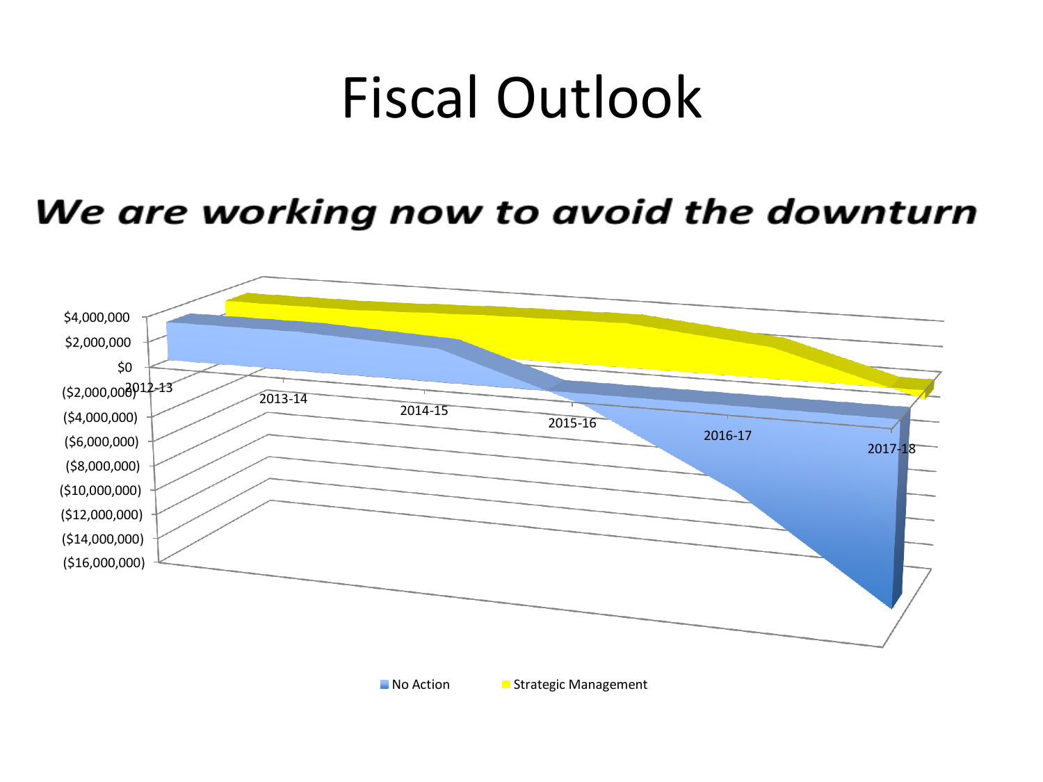# Fiscal Outlook

***We are working now to avoid the downturn***

$4,000,000
$2,000,000
$0
($2,000,000)
($4,000,000)
($6,000,000)
($8,000,000)
($10,000,000)
($12,000,000)
($14,000,000)
($16,000,000)

2012-13 2013-14 2014-15 2015-16 2016-17 2017-18

No Action Strategic Management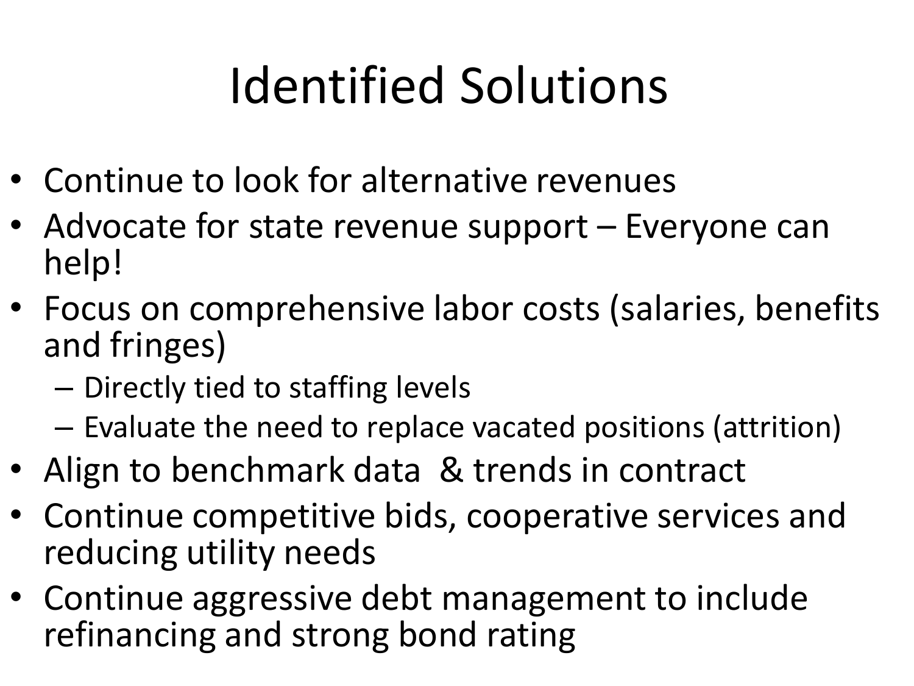# Identified Solutions

- Continue to look for alternative revenues
- Advocate for state revenue support – Everyone can help!
- Focus on comprehensive labor costs (salaries, benefits and fringes)
  - Directly tied to staffing levels
  - Evaluate the need to replace vacated positions (attrition)
- Align to benchmark data & trends in contract
- Continue competitive bids, cooperative services and reducing utility needs
- Continue aggressive debt management to include refinancing and strong bond rating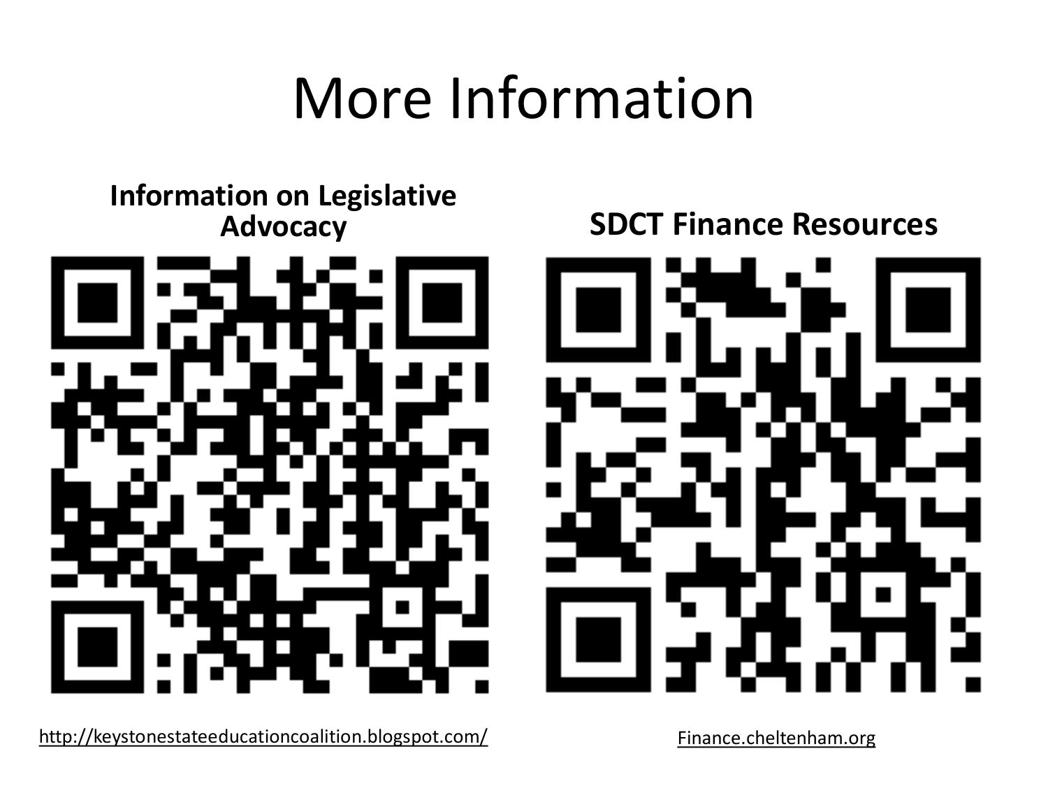# More Information

**Information on Legislative Advocacy**

http://keystonestateeducationcoalition.blogspot.com/

**SDCT Finance Resources**

Finance.cheltenham.org